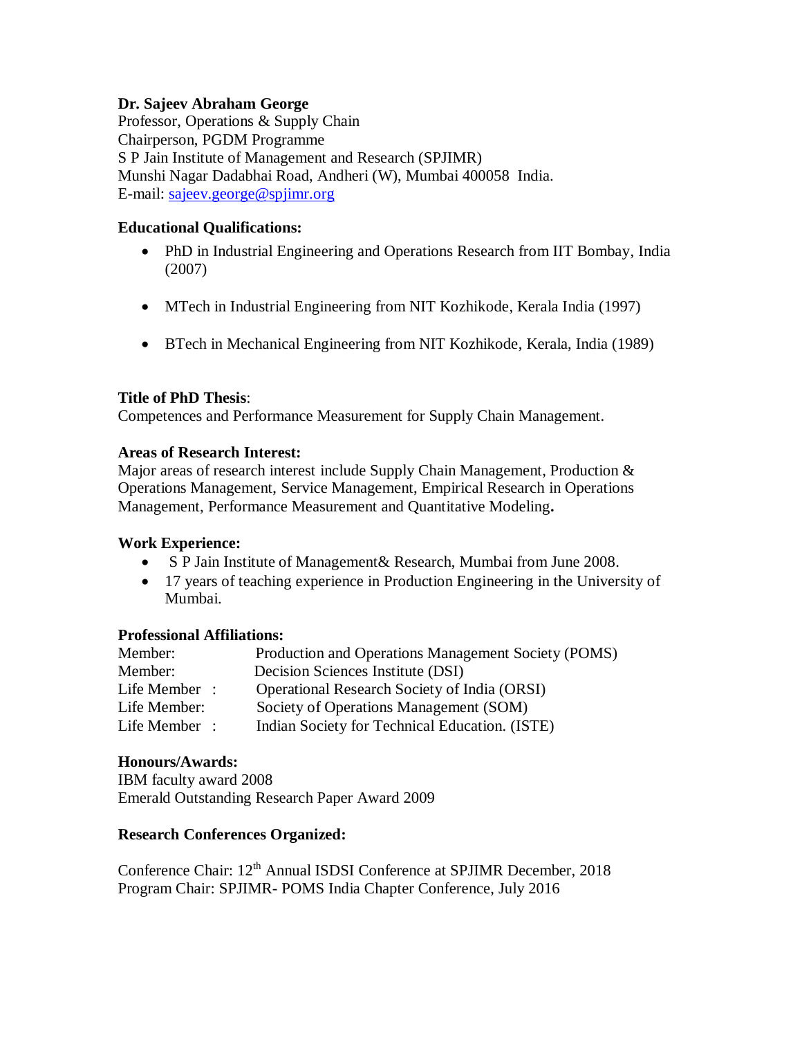**Dr. Sajeev Abraham George**
Professor, Operations & Supply Chain
Chairperson, PGDM Programme
S P Jain Institute of Management and Research (SPJIMR)
Munshi Nagar Dadabhai Road, Andheri (W), Mumbai 400058 India.
E-mail: sajeev.george@spjimr.org

**Educational Qualifications:**

- PhD in Industrial Engineering and Operations Research from IIT Bombay, India (2007)
- MTech in Industrial Engineering from NIT Kozhikode, Kerala India (1997)
- BTech in Mechanical Engineering from NIT Kozhikode, Kerala, India (1989)

**Title of PhD Thesis**:
Competences and Performance Measurement for Supply Chain Management.

**Areas of Research Interest:**
Major areas of research interest include Supply Chain Management, Production & Operations Management, Service Management, Empirical Research in Operations Management, Performance Measurement and Quantitative Modeling**.**

**Work Experience:**

- S P Jain Institute of Management& Research, Mumbai from June 2008.
- 17 years of teaching experience in Production Engineering in the University of Mumbai.

**Professional Affiliations:**

| | |
|---|---|
| Member: | Production and Operations Management Society (POMS) |
| Member: | Decision Sciences Institute (DSI) |
| Life Member : | Operational Research Society of India (ORSI) |
| Life Member: | Society of Operations Management (SOM) |
| Life Member : | Indian Society for Technical Education. (ISTE) |

**Honours/Awards:**
IBM faculty award 2008
Emerald Outstanding Research Paper Award 2009

**Research Conferences Organized:**

Conference Chair: 12th Annual ISDSI Conference at SPJIMR December, 2018
Program Chair: SPJIMR- POMS India Chapter Conference, July 2016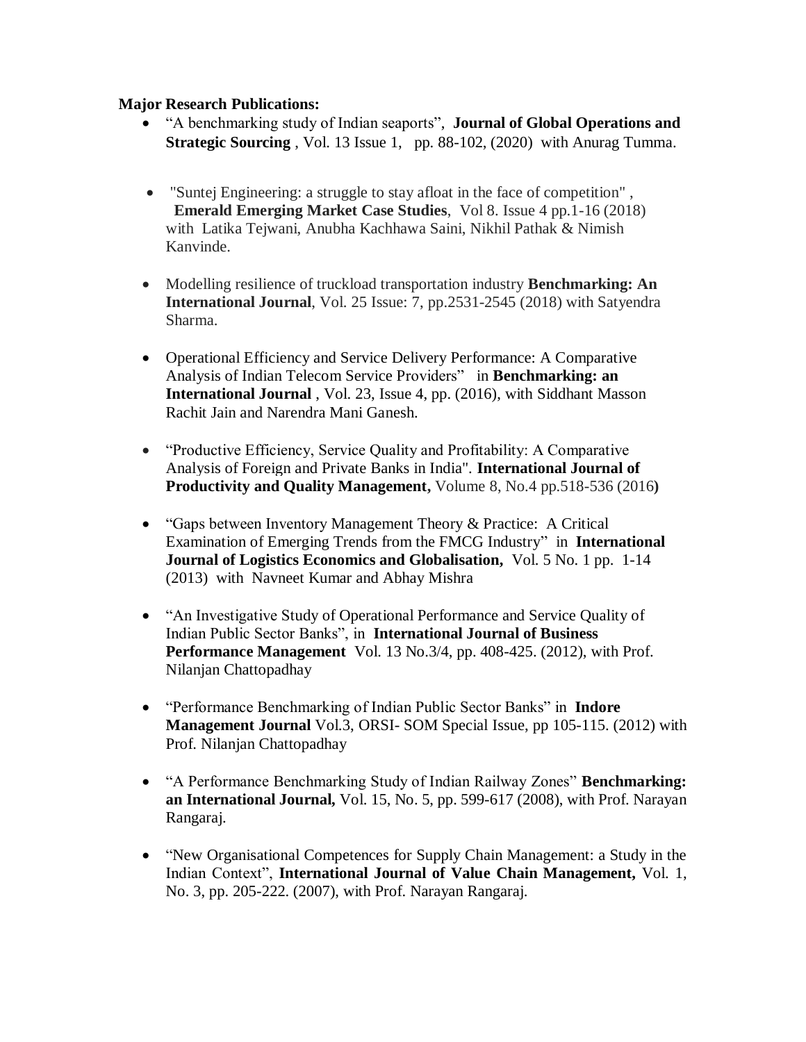**Major Research Publications:**

- "A benchmarking study of Indian seaports", **Journal of Global Operations and Strategic Sourcing** , Vol. 13 Issue 1, pp. 88-102, (2020) with Anurag Tumma.

- "Suntej Engineering: a struggle to stay afloat in the face of competition" , **Emerald Emerging Market Case Studies**, Vol 8. Issue 4 pp.1-16 (2018) with Latika Tejwani, Anubha Kachhawa Saini, Nikhil Pathak & Nimish Kanvinde.

- Modelling resilience of truckload transportation industry **Benchmarking: An International Journal**, Vol. 25 Issue: 7, pp.2531-2545 (2018) with Satyendra Sharma.

- Operational Efficiency and Service Delivery Performance: A Comparative Analysis of Indian Telecom Service Providers" in **Benchmarking: an International Journal** , Vol. 23, Issue 4, pp. (2016), with Siddhant Masson Rachit Jain and Narendra Mani Ganesh.

- "Productive Efficiency, Service Quality and Profitability: A Comparative Analysis of Foreign and Private Banks in India". **International Journal of Productivity and Quality Management,** Volume 8, No.4 pp.518-536 (2016**)**

- "Gaps between Inventory Management Theory & Practice: A Critical Examination of Emerging Trends from the FMCG Industry" in **International Journal of Logistics Economics and Globalisation,** Vol. 5 No. 1 pp. 1-14 (2013) with Navneet Kumar and Abhay Mishra

- "An Investigative Study of Operational Performance and Service Quality of Indian Public Sector Banks", in **International Journal of Business Performance Management** Vol. 13 No.3/4, pp. 408-425. (2012), with Prof. Nilanjan Chattopadhay

- "Performance Benchmarking of Indian Public Sector Banks" in **Indore Management Journal** Vol.3, ORSI- SOM Special Issue, pp 105-115. (2012) with Prof. Nilanjan Chattopadhay

- "A Performance Benchmarking Study of Indian Railway Zones" **Benchmarking: an International Journal,** Vol. 15, No. 5, pp. 599-617 (2008), with Prof. Narayan Rangaraj.

- "New Organisational Competences for Supply Chain Management: a Study in the Indian Context", **International Journal of Value Chain Management,** Vol. 1, No. 3, pp. 205-222. (2007), with Prof. Narayan Rangaraj.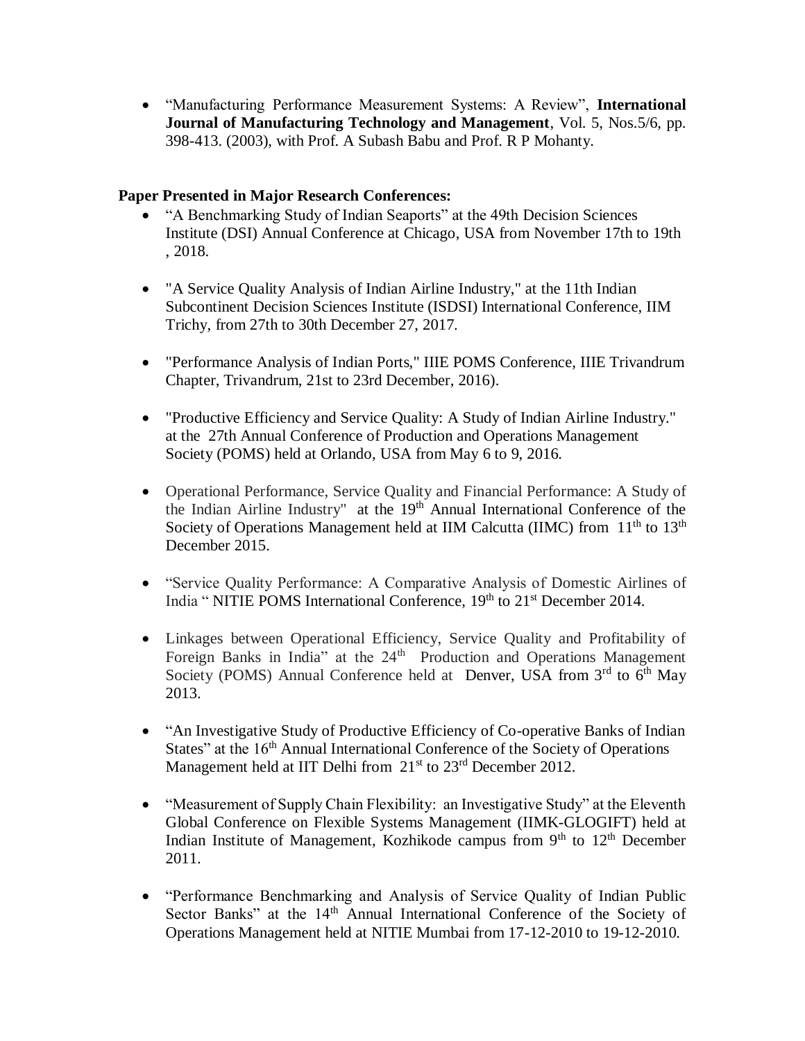- "Manufacturing Performance Measurement Systems: A Review", **International Journal of Manufacturing Technology and Management**, Vol. 5, Nos.5/6, pp. 398-413. (2003), with Prof. A Subash Babu and Prof. R P Mohanty.

**Paper Presented in Major Research Conferences:**

- "A Benchmarking Study of Indian Seaports" at the 49th Decision Sciences Institute (DSI) Annual Conference at Chicago, USA from November 17th to 19th , 2018.
- "A Service Quality Analysis of Indian Airline Industry," at the 11th Indian Subcontinent Decision Sciences Institute (ISDSI) International Conference, IIM Trichy, from 27th to 30th December 27, 2017.
- "Performance Analysis of Indian Ports," IIIE POMS Conference, IIIE Trivandrum Chapter, Trivandrum, 21st to 23rd December, 2016).
- "Productive Efficiency and Service Quality: A Study of Indian Airline Industry." at the 27th Annual Conference of Production and Operations Management Society (POMS) held at Orlando, USA from May 6 to 9, 2016.
- Operational Performance, Service Quality and Financial Performance: A Study of the Indian Airline Industry" at the 19th Annual International Conference of the Society of Operations Management held at IIM Calcutta (IIMC) from 11th to 13th December 2015.
- "Service Quality Performance: A Comparative Analysis of Domestic Airlines of India " NITIE POMS International Conference, 19th to 21st December 2014.
- Linkages between Operational Efficiency, Service Quality and Profitability of Foreign Banks in India" at the 24th Production and Operations Management Society (POMS) Annual Conference held at Denver, USA from 3rd to 6th May 2013.
- "An Investigative Study of Productive Efficiency of Co-operative Banks of Indian States" at the 16th Annual International Conference of the Society of Operations Management held at IIT Delhi from 21st to 23rd December 2012.
- "Measurement of Supply Chain Flexibility: an Investigative Study" at the Eleventh Global Conference on Flexible Systems Management (IIMK-GLOGIFT) held at Indian Institute of Management, Kozhikode campus from 9th to 12th December 2011.
- "Performance Benchmarking and Analysis of Service Quality of Indian Public Sector Banks" at the 14th Annual International Conference of the Society of Operations Management held at NITIE Mumbai from 17-12-2010 to 19-12-2010.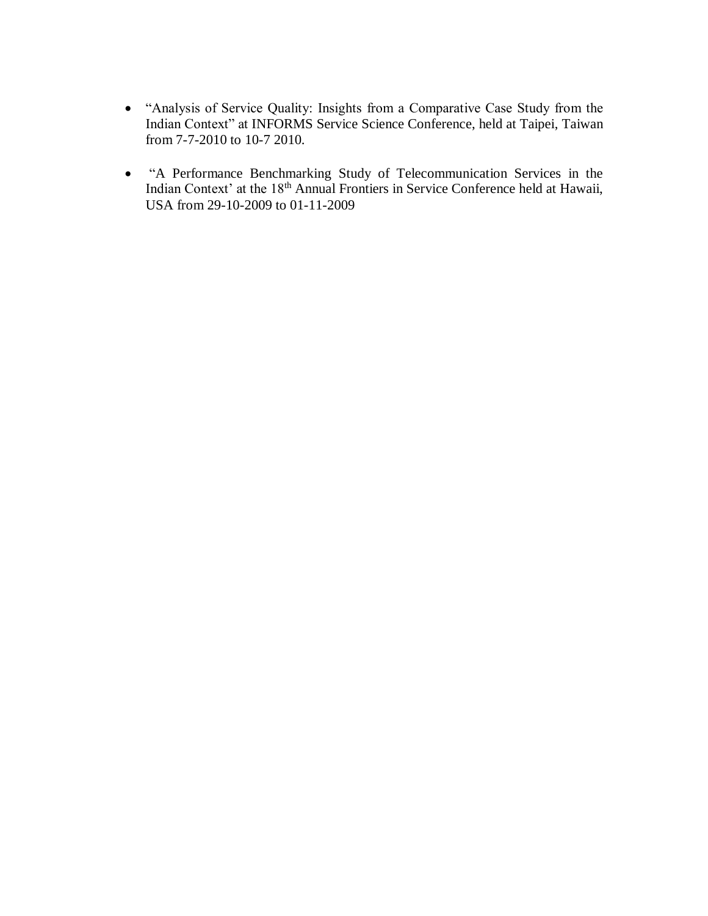- “Analysis of Service Quality: Insights from a Comparative Case Study from the Indian Context” at INFORMS Service Science Conference, held at Taipei, Taiwan from 7-7-2010 to 10-7 2010.

- “A Performance Benchmarking Study of Telecommunication Services in the Indian Context’ at the 18th Annual Frontiers in Service Conference held at Hawaii, USA from 29-10-2009 to 01-11-2009